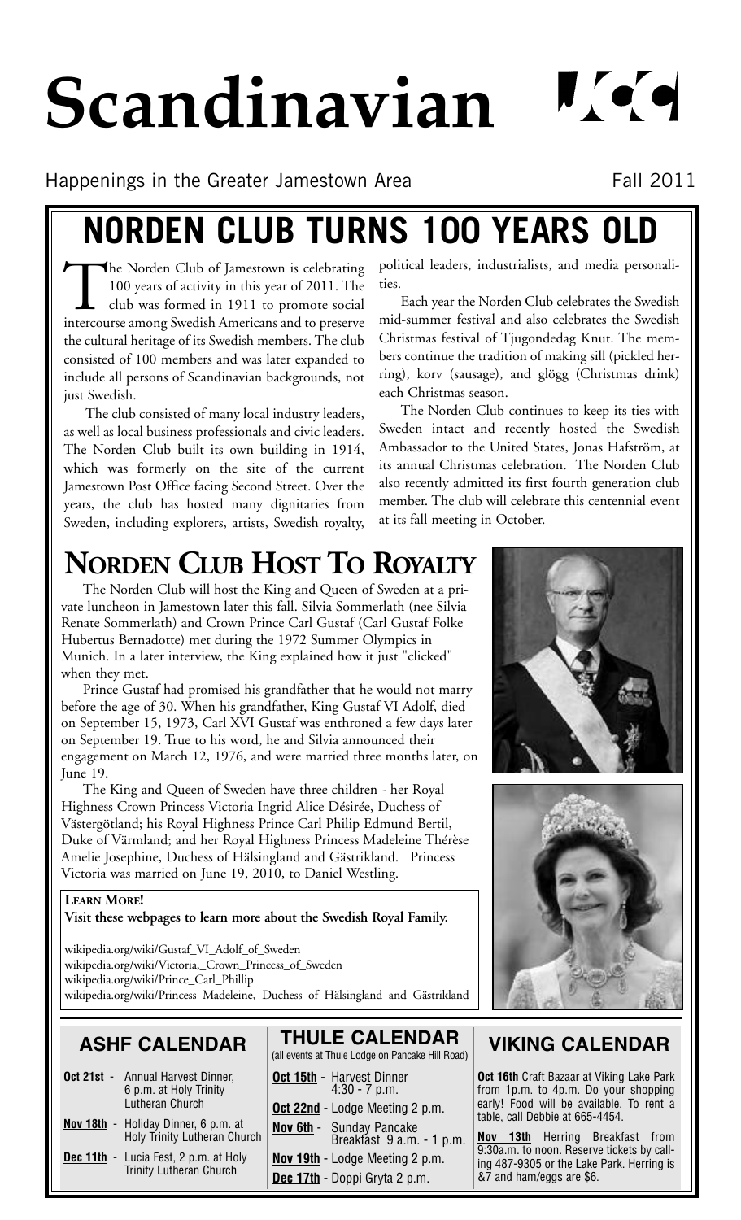# Scandinavian

Happenings in the Greater Jamestown Area

Fall 2011

# NORDEN CLUB TURNS 100 YEARS OLD

The Norden Club of Jamestown is celebrating 100 years of activity in this year of 2011. The club was formed in 1911 to promote social intercourse among Swedish Americans and to preserve the cultural heritage of its Swedish members. The club consisted of 100 members and was later expanded to include all persons of Scandinavian backgrounds, not just Swedish.

The club consisted of many local industry leaders, as well as local business professionals and civic leaders. The Norden Club built its own building in 1914, which was formerly on the site of the current Jamestown Post Office facing Second Street. Over the years, the club has hosted many dignitaries from Sweden, including explorers, artists, Swedish royalty, political leaders, industrialists, and media personalities.

Each year the Norden Club celebrates the Swedish mid-summer festival and also celebrates the Swedish Christmas festival of Tjugondedag Knut. The members continue the tradition of making sill (pickled herring), korv (sausage), and glögg (Christmas drink) each Christmas season.

The Norden Club continues to keep its ties with Sweden intact and recently hosted the Swedish Ambassador to the United States, Jonas Hafström, at its annual Christmas celebration. The Norden Club also recently admitted its first fourth generation club member. The club will celebrate this centennial event at its fall meeting in October.

## Norden Club Host To Royalty

The Norden Club will host the King and Queen of Sweden at a private luncheon in Jamestown later this fall. Silvia Sommerlath (nee Silvia Renate Sommerlath) and Crown Prince Carl Gustaf (Carl Gustaf Folke Hubertus Bernadotte) met during the 1972 Summer Olympics in Munich. In a later interview, the King explained how it just "clicked" when they met.

Prince Gustaf had promised his grandfather that he would not marry before the age of 30. When his grandfather, King Gustaf VI Adolf, died on September 15, 1973, Carl XVI Gustaf was enthroned a few days later on September 19. True to his word, he and Silvia announced their engagement on March 12, 1976, and were married three months later, on June 19.

The King and Queen of Sweden have three children - her Royal Highness Crown Princess Victoria Ingrid Alice Désirée, Duchess of Västergötland; his Royal Highness Prince Carl Philip Edmund Bertil, Duke of Värmland; and her Royal Highness Princess Madeleine Thérèse Amelie Josephine, Duchess of Hälsingland and Gästrikland. Princess Victoria was married on June 19, 2010, to Daniel Westling.

**Learn More!**
**Visit these webpages to learn more about the Swedish Royal Family.**

wikipedia.org/wiki/Gustaf_VI_Adolf_of_Sweden
wikipedia.org/wiki/Victoria,_Crown_Princess_of_Sweden
wikipedia.org/wiki/Prince_Carl_Phillip
wikipedia.org/wiki/Princess_Madeleine,_Duchess_of_Hälsingland_and_Gästrikland

## ASHF CALENDAR

**Oct 21st** - Annual Harvest Dinner, 6 p.m. at Holy Trinity Lutheran Church

**Nov 18th** - Holiday Dinner, 6 p.m. at Holy Trinity Lutheran Church

**Dec 11th** - Lucia Fest, 2 p.m. at Holy Trinity Lutheran Church

## THULE CALENDAR

(all events at Thule Lodge on Pancake Hill Road)

**Oct 15th** - Harvest Dinner 4:30 - 7 p.m.

**Oct 22nd** - Lodge Meeting 2 p.m.

**Nov 6th** - Sunday Pancake Breakfast 9 a.m. - 1 p.m.

**Nov 19th** - Lodge Meeting 2 p.m.

**Dec 17th** - Doppi Gryta 2 p.m.

## VIKING CALENDAR

**Oct 16th** Craft Bazaar at Viking Lake Park from 1p.m. to 4p.m. Do your shopping early! Food will be available. To rent a table, call Debbie at 665-4454.

**Nov 13th** Herring Breakfast from 9:30a.m. to noon. Reserve tickets by calling 487-9305 or the Lake Park. Herring is &7 and ham/eggs are $6.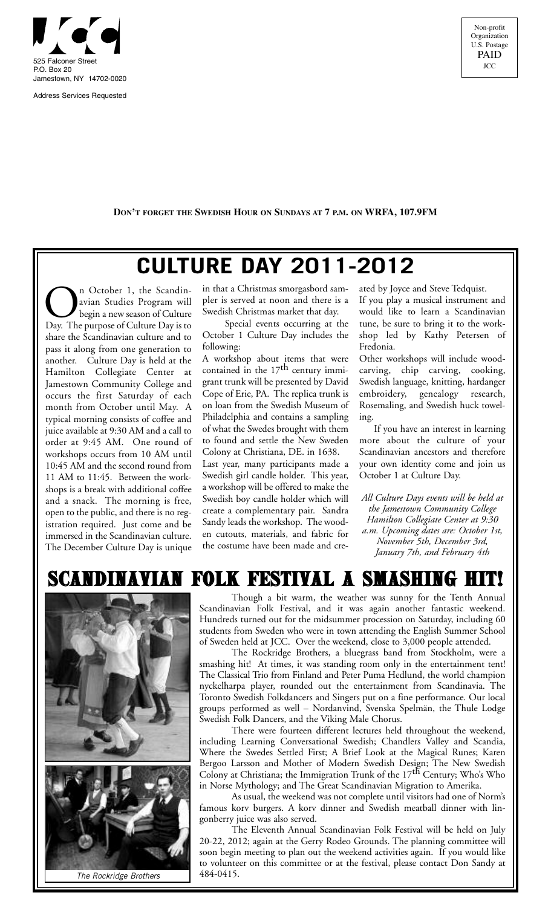525 Falconer Street
P.O. Box 20
Jamestown, NY 14702-0020

Address Services Requested

Non-profit Organization
U.S. Postage
PAID
JCC

**DON'T FORGET THE SWEDISH HOUR ON SUNDAYS AT 7 P.M. ON WRFA, 107.9FM**

# CULTURE DAY 2011-2012

On October 1, the Scandinavian Studies Program will begin a new season of Culture Day. The purpose of Culture Day is to share the Scandinavian culture and to pass it along from one generation to another. Culture Day is held at the Hamilton Collegiate Center at Jamestown Community College and occurs the first Saturday of each month from October until May. A typical morning consists of coffee and juice available at 9:30 AM and a call to order at 9:45 AM. One round of workshops occurs from 10 AM until 10:45 AM and the second round from 11 AM to 11:45. Between the workshops is a break with additional coffee and a snack. The morning is free, open to the public, and there is no registration required. Just come and be immersed in the Scandinavian culture. The December Culture Day is unique in that a Christmas smorgasbord sampler is served at noon and there is a Swedish Christmas market that day.

Special events occurring at the October 1 Culture Day includes the following:

A workshop about items that were contained in the 17th century immigrant trunk will be presented by David Cope of Erie, PA. The replica trunk is on loan from the Swedish Museum of Philadelphia and contains a sampling of what the Swedes brought with them to found and settle the New Sweden Colony at Christiana, DE. in 1638.

Last year, many participants made a Swedish girl candle holder. This year, a workshop will be offered to make the Swedish boy candle holder which will create a complementary pair. Sandra Sandy leads the workshop. The wooden cutouts, materials, and fabric for the costume have been made and created by Joyce and Steve Tedquist.

If you play a musical instrument and would like to learn a Scandinavian tune, be sure to bring it to the workshop led by Kathy Petersen of Fredonia.

Other workshops will include woodcarving, chip carving, cooking, Swedish language, knitting, hardanger embroidery, genealogy research, Rosemaling, and Swedish huck toweling.

If you have an interest in learning more about the culture of your Scandinavian ancestors and therefore your own identity come and join us October 1 at Culture Day.

*All Culture Days events will be held at the Jamestown Community College Hamilton Collegiate Center at 9:30 a.m. Upcoming dates are: October 1st, November 5th, December 3rd, January 7th, and February 4th*

# SCANDINAVIAN FOLK FESTIVAL A SMASHING HIT!

Though a bit warm, the weather was sunny for the Tenth Annual Scandinavian Folk Festival, and it was again another fantastic weekend. Hundreds turned out for the midsummer procession on Saturday, including 60 students from Sweden who were in town attending the English Summer School of Sweden held at JCC. Over the weekend, close to 3,000 people attended.

The Rockridge Brothers, a bluegrass band from Stockholm, were a smashing hit! At times, it was standing room only in the entertainment tent! The Classical Trio from Finland and Peter Puma Hedlund, the world champion nyckelharpa player, rounded out the entertainment from Scandinavia. The Toronto Swedish Folkdancers and Singers put on a fine performance. Our local groups performed as well – Nordanvind, Svenska Spelmän, the Thule Lodge Swedish Folk Dancers, and the Viking Male Chorus.

There were fourteen different lectures held throughout the weekend, including Learning Conversational Swedish; Chandlers Valley and Scandia, Where the Swedes Settled First; A Brief Look at the Magical Runes; Karen Bergoo Larsson and Mother of Modern Swedish Design; The New Swedish Colony at Christiana; the Immigration Trunk of the 17th Century; Who's Who in Norse Mythology; and The Great Scandinavian Migration to Amerika.

As usual, the weekend was not complete until visitors had one of Norm's famous korv burgers. A korv dinner and Swedish meatball dinner with lingonberry juice was also served.

The Eleventh Annual Scandinavian Folk Festival will be held on July 20-22, 2012; again at the Gerry Rodeo Grounds. The planning committee will soon begin meeting to plan out the weekend activities again. If you would like to volunteer on this committee or at the festival, please contact Don Sandy at 484-0415.

*The Rockridge Brothers*